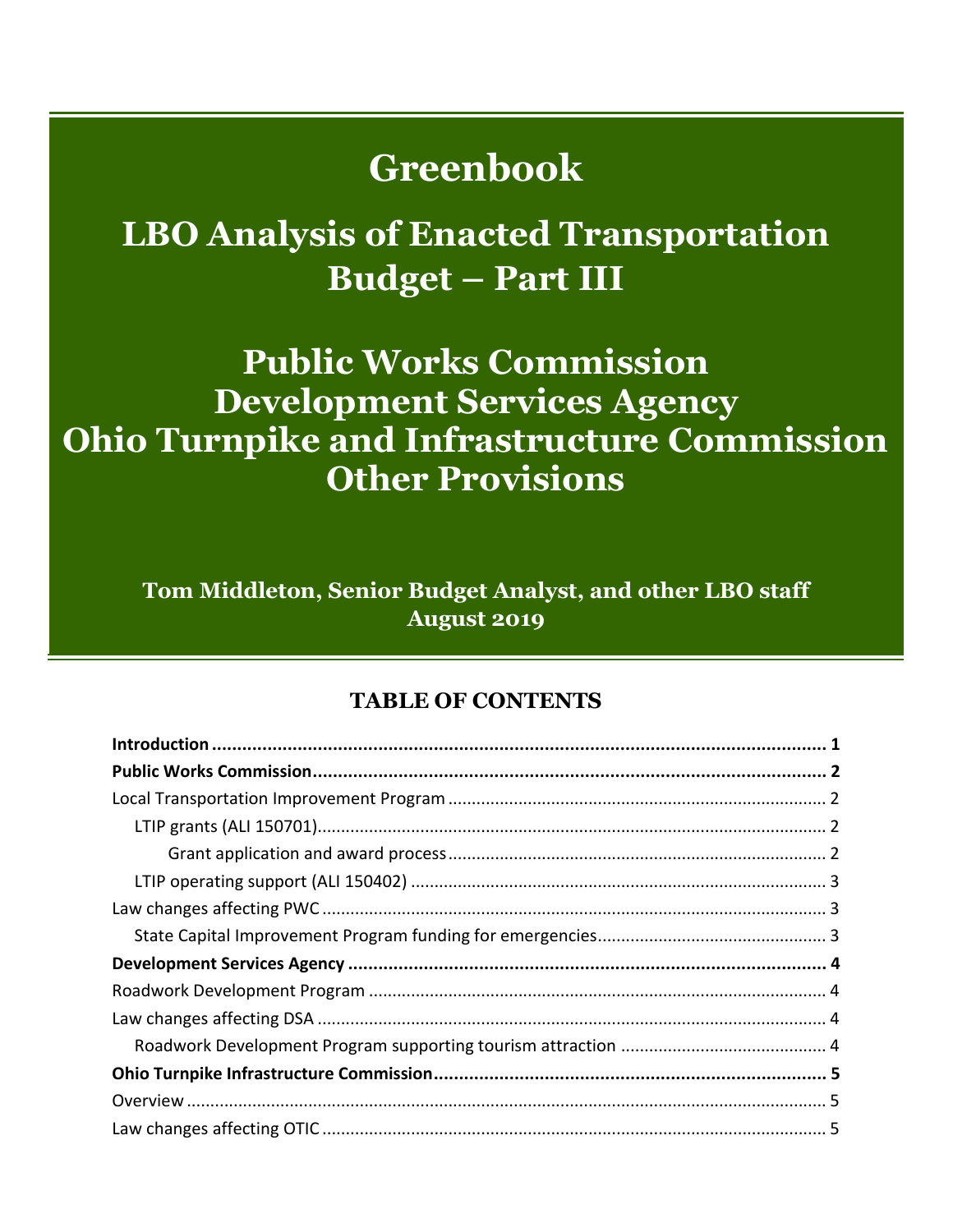# Greenbook

## LBO Analysis of Enacted Transportation Budget – Part III

## Public Works Commission
## Development Services Agency
## Ohio Turnpike and Infrastructure Commission
## Other Provisions

**Tom Middleton, Senior Budget Analyst, and other LBO staff**
**August 2019**

## TABLE OF CONTENTS

**Introduction** ........................................................................................................... 1
**Public Works Commission** ..................................................................................... 2
Local Transportation Improvement Program ................................................................ 2
LTIP grants (ALI 150701) ........................................................................................... 2
Grant application and award process ................................................................ 2
LTIP operating support (ALI 150402) ......................................................................... 3
Law changes affecting PWC .......................................................................................... 3
State Capital Improvement Program funding for emergencies ................................................ 3
**Development Services Agency** ............................................................................... 4
Roadwork Development Program ................................................................................. 4
Law changes affecting DSA ............................................................................................ 4
Roadwork Development Program supporting tourism attraction ........................................... 4
**Ohio Turnpike Infrastructure Commission** .............................................................. 5
Overview ....................................................................................................................... 5
Law changes affecting OTIC .......................................................................................... 5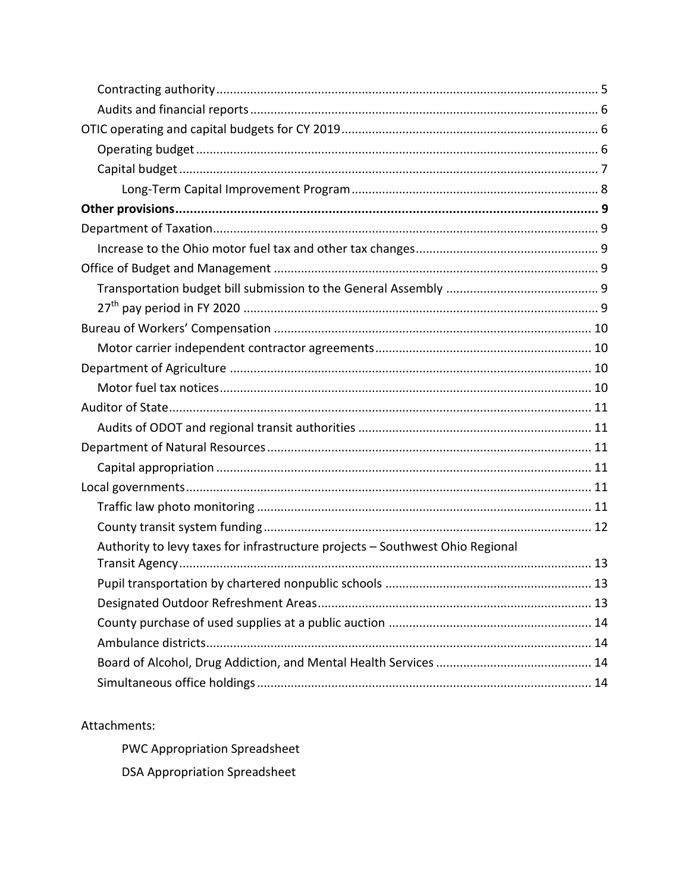Contracting authority ........................................................................................................ 5

Audits and financial reports ............................................................................................... 6

OTIC operating and capital budgets for CY 2019 ..................................................................... 6

Operating budget ............................................................................................................... 6

Capital budget .................................................................................................................... 7

Long-Term Capital Improvement Program ..................................................................... 8

**Other provisions ........................................................................................................................ 9**

Department of Taxation ............................................................................................................ 9

Increase to the Ohio motor fuel tax and other tax changes ............................................... 9

Office of Budget and Management ........................................................................................... 9

Transportation budget bill submission to the General Assembly ....................................... 9

27th pay period in FY 2020 ................................................................................................. 9

Bureau of Workers' Compensation ......................................................................................... 10

Motor carrier independent contractor agreements .......................................................... 10

Department of Agriculture ...................................................................................................... 10

Motor fuel tax notices ....................................................................................................... 10

Auditor of State ....................................................................................................................... 11

Audits of ODOT and regional transit authorities .............................................................. 11

Department of Natural Resources .......................................................................................... 11

Capital appropriation ........................................................................................................ 11

Local governments .................................................................................................................. 11

Traffic law photo monitoring ............................................................................................ 11

County transit system funding .......................................................................................... 12

Authority to levy taxes for infrastructure projects – Southwest Ohio Regional Transit Agency ........................................................................................................................ 13

Pupil transportation by chartered nonpublic schools ...................................................... 13

Designated Outdoor Refreshment Areas .......................................................................... 13

County purchase of used supplies at a public auction ..................................................... 14

Ambulance districts ........................................................................................................... 14

Board of Alcohol, Drug Addiction, and Mental Health Services ....................................... 14

Simultaneous office holdings ............................................................................................ 14

Attachments:

PWC Appropriation Spreadsheet

DSA Appropriation Spreadsheet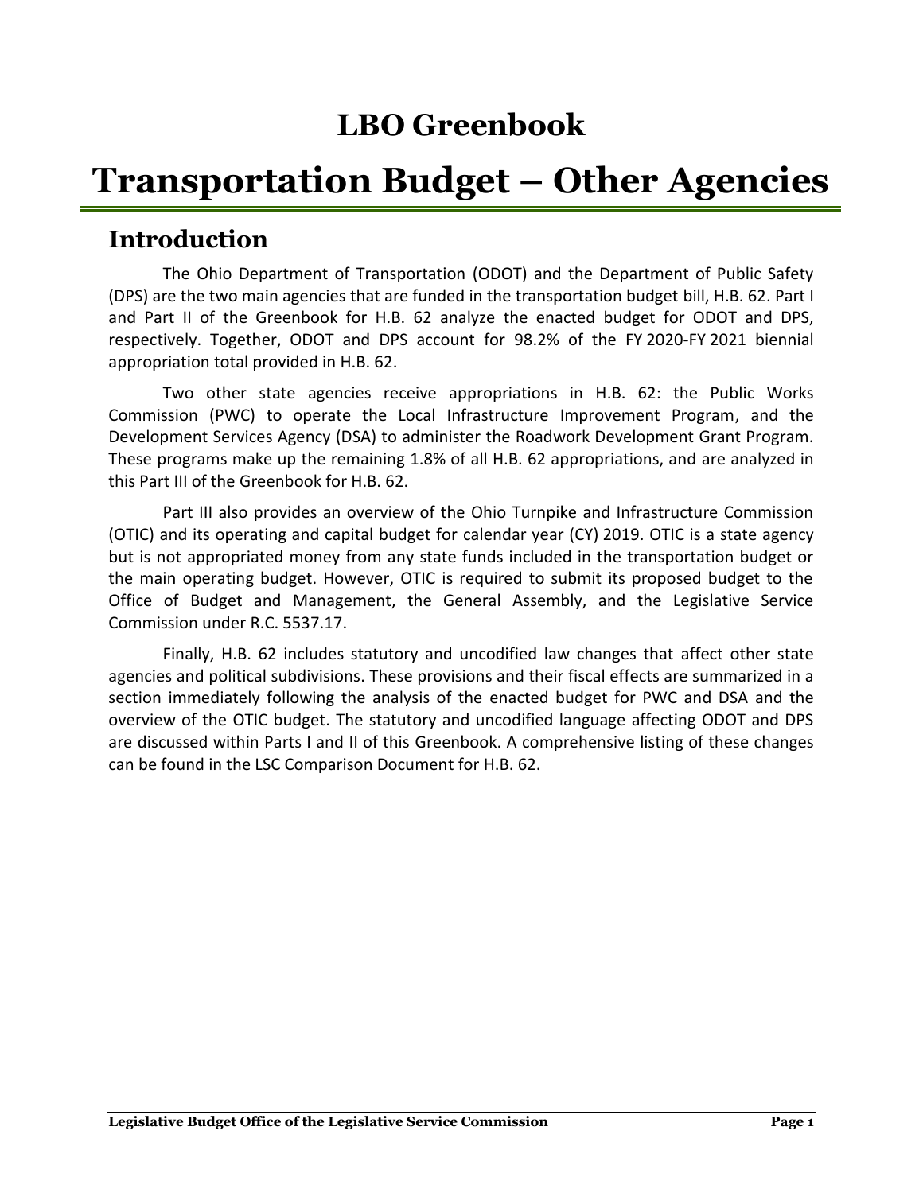# LBO Greenbook

# Transportation Budget – Other Agencies

## Introduction

The Ohio Department of Transportation (ODOT) and the Department of Public Safety (DPS) are the two main agencies that are funded in the transportation budget bill, H.B. 62. Part I and Part II of the Greenbook for H.B. 62 analyze the enacted budget for ODOT and DPS, respectively. Together, ODOT and DPS account for 98.2% of the FY 2020-FY 2021 biennial appropriation total provided in H.B. 62.

Two other state agencies receive appropriations in H.B. 62: the Public Works Commission (PWC) to operate the Local Infrastructure Improvement Program, and the Development Services Agency (DSA) to administer the Roadwork Development Grant Program. These programs make up the remaining 1.8% of all H.B. 62 appropriations, and are analyzed in this Part III of the Greenbook for H.B. 62.

Part III also provides an overview of the Ohio Turnpike and Infrastructure Commission (OTIC) and its operating and capital budget for calendar year (CY) 2019. OTIC is a state agency but is not appropriated money from any state funds included in the transportation budget or the main operating budget. However, OTIC is required to submit its proposed budget to the Office of Budget and Management, the General Assembly, and the Legislative Service Commission under R.C. 5537.17.

Finally, H.B. 62 includes statutory and uncodified law changes that affect other state agencies and political subdivisions. These provisions and their fiscal effects are summarized in a section immediately following the analysis of the enacted budget for PWC and DSA and the overview of the OTIC budget. The statutory and uncodified language affecting ODOT and DPS are discussed within Parts I and II of this Greenbook. A comprehensive listing of these changes can be found in the LSC Comparison Document for H.B. 62.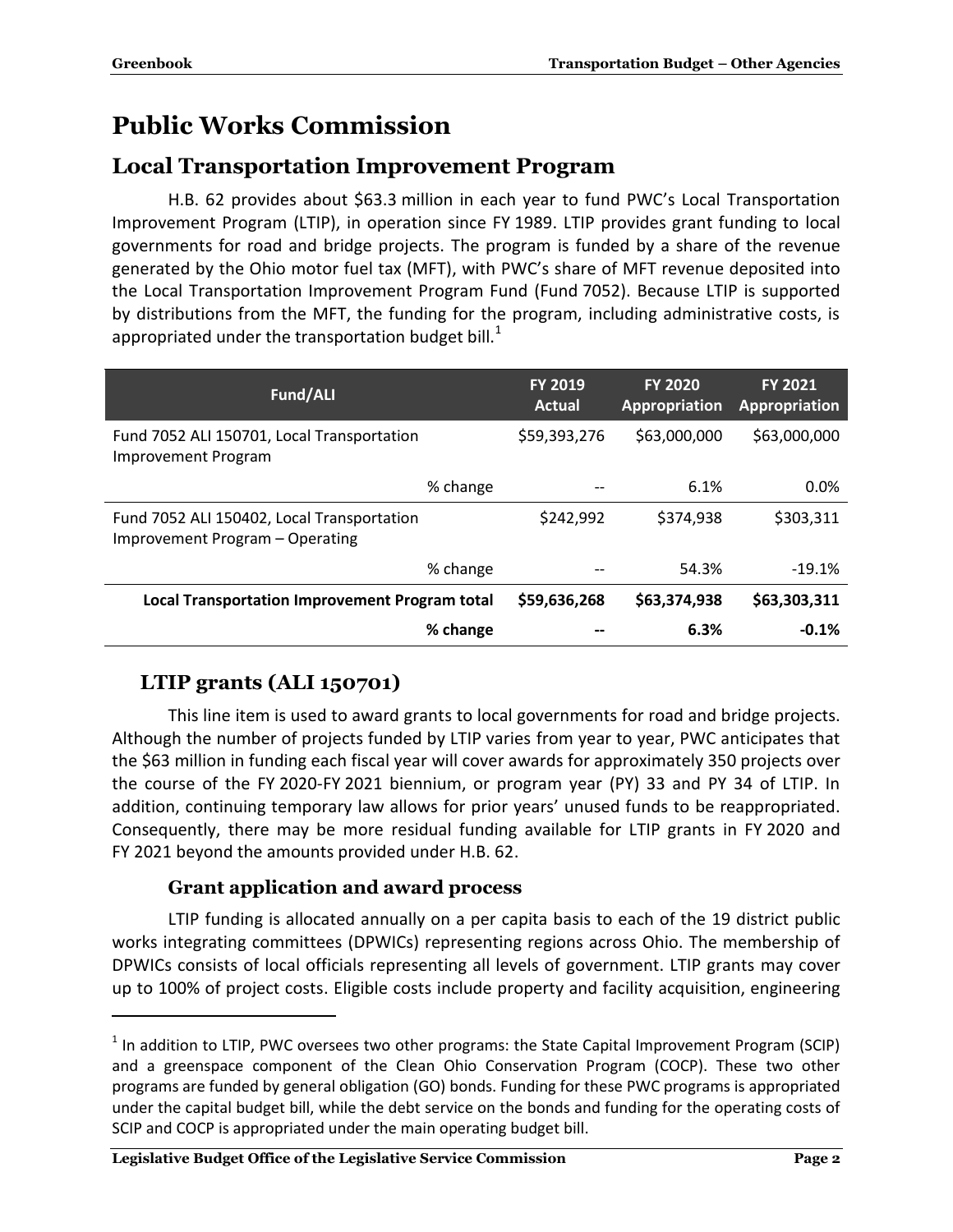# Public Works Commission

## Local Transportation Improvement Program

H.B. 62 provides about $63.3 million in each year to fund PWC's Local Transportation Improvement Program (LTIP), in operation since FY 1989. LTIP provides grant funding to local governments for road and bridge projects. The program is funded by a share of the revenue generated by the Ohio motor fuel tax (MFT), with PWC's share of MFT revenue deposited into the Local Transportation Improvement Program Fund (Fund 7052). Because LTIP is supported by distributions from the MFT, the funding for the program, including administrative costs, is appropriated under the transportation budget bill.[1]

| Fund/ALI | FY 2019 Actual | FY 2020 Appropriation | FY 2021 Appropriation |
|---|---|---|---|
| Fund 7052 ALI 150701, Local Transportation Improvement Program | $59,393,276 | $63,000,000 | $63,000,000 |
| % change | -- | 6.1% | 0.0% |
| Fund 7052 ALI 150402, Local Transportation Improvement Program – Operating | $242,992 | $374,938 | $303,311 |
| % change | -- | 54.3% | -19.1% |
| **Local Transportation Improvement Program total** | **$59,636,268** | **$63,374,938** | **$63,303,311** |
| **% change** | **--** | **6.3%** | **-0.1%** |

### LTIP grants (ALI 150701)

This line item is used to award grants to local governments for road and bridge projects. Although the number of projects funded by LTIP varies from year to year, PWC anticipates that the $63 million in funding each fiscal year will cover awards for approximately 350 projects over the course of the FY 2020-FY 2021 biennium, or program year (PY) 33 and PY 34 of LTIP. In addition, continuing temporary law allows for prior years' unused funds to be reappropriated. Consequently, there may be more residual funding available for LTIP grants in FY 2020 and FY 2021 beyond the amounts provided under H.B. 62.

#### Grant application and award process

LTIP funding is allocated annually on a per capita basis to each of the 19 district public works integrating committees (DPWICs) representing regions across Ohio. The membership of DPWICs consists of local officials representing all levels of government. LTIP grants may cover up to 100% of project costs. Eligible costs include property and facility acquisition, engineering

[1] In addition to LTIP, PWC oversees two other programs: the State Capital Improvement Program (SCIP) and a greenspace component of the Clean Ohio Conservation Program (COCP). These two other programs are funded by general obligation (GO) bonds. Funding for these PWC programs is appropriated under the capital budget bill, while the debt service on the bonds and funding for the operating costs of SCIP and COCP is appropriated under the main operating budget bill.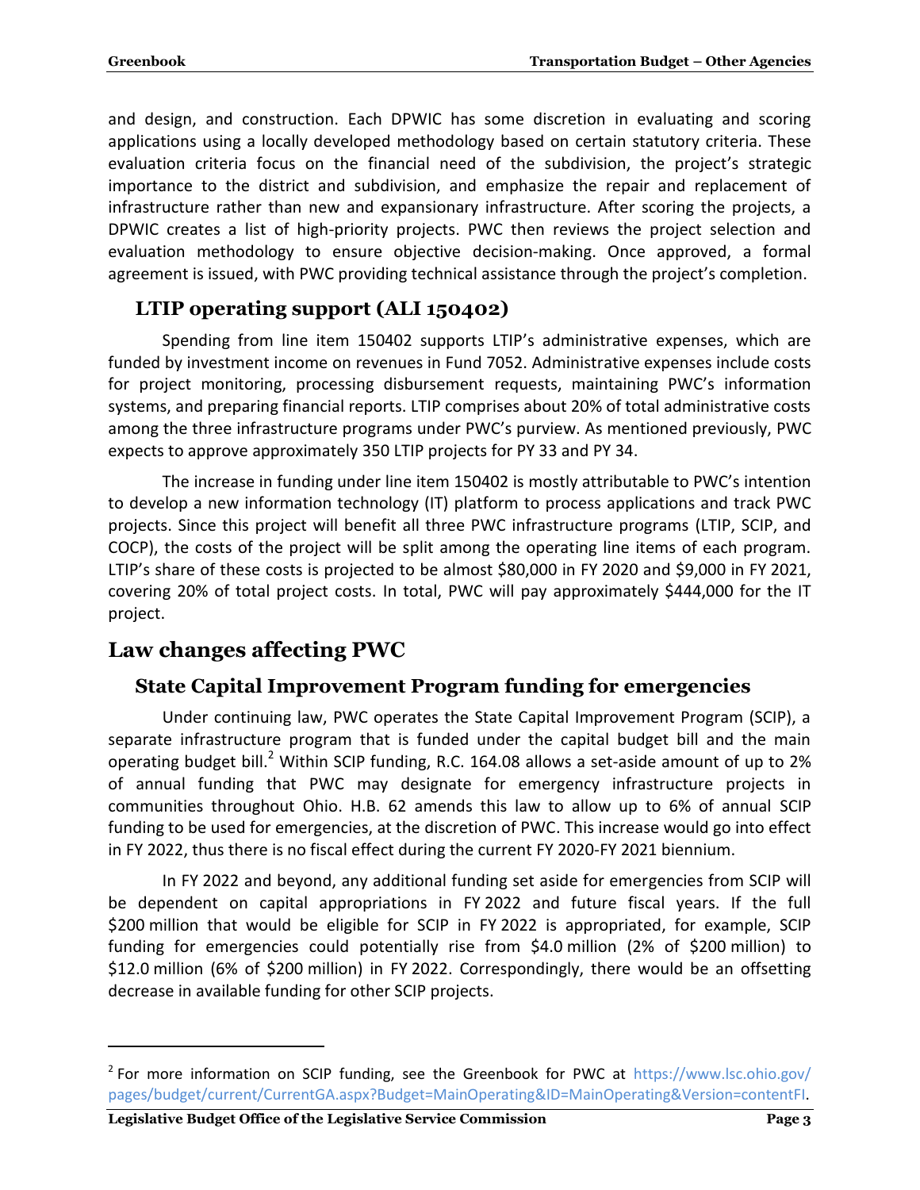and design, and construction. Each DPWIC has some discretion in evaluating and scoring applications using a locally developed methodology based on certain statutory criteria. These evaluation criteria focus on the financial need of the subdivision, the project's strategic importance to the district and subdivision, and emphasize the repair and replacement of infrastructure rather than new and expansionary infrastructure. After scoring the projects, a DPWIC creates a list of high-priority projects. PWC then reviews the project selection and evaluation methodology to ensure objective decision-making. Once approved, a formal agreement is issued, with PWC providing technical assistance through the project's completion.

### LTIP operating support (ALI 150402)

Spending from line item 150402 supports LTIP's administrative expenses, which are funded by investment income on revenues in Fund 7052. Administrative expenses include costs for project monitoring, processing disbursement requests, maintaining PWC's information systems, and preparing financial reports. LTIP comprises about 20% of total administrative costs among the three infrastructure programs under PWC's purview. As mentioned previously, PWC expects to approve approximately 350 LTIP projects for PY 33 and PY 34.

The increase in funding under line item 150402 is mostly attributable to PWC's intention to develop a new information technology (IT) platform to process applications and track PWC projects. Since this project will benefit all three PWC infrastructure programs (LTIP, SCIP, and COCP), the costs of the project will be split among the operating line items of each program. LTIP's share of these costs is projected to be almost $80,000 in FY 2020 and $9,000 in FY 2021, covering 20% of total project costs. In total, PWC will pay approximately $444,000 for the IT project.

## Law changes affecting PWC

### State Capital Improvement Program funding for emergencies

Under continuing law, PWC operates the State Capital Improvement Program (SCIP), a separate infrastructure program that is funded under the capital budget bill and the main operating budget bill.[2] Within SCIP funding, R.C. 164.08 allows a set-aside amount of up to 2% of annual funding that PWC may designate for emergency infrastructure projects in communities throughout Ohio. H.B. 62 amends this law to allow up to 6% of annual SCIP funding to be used for emergencies, at the discretion of PWC. This increase would go into effect in FY 2022, thus there is no fiscal effect during the current FY 2020-FY 2021 biennium.

In FY 2022 and beyond, any additional funding set aside for emergencies from SCIP will be dependent on capital appropriations in FY 2022 and future fiscal years. If the full $200 million that would be eligible for SCIP in FY 2022 is appropriated, for example, SCIP funding for emergencies could potentially rise from $4.0 million (2% of $200 million) to $12.0 million (6% of $200 million) in FY 2022. Correspondingly, there would be an offsetting decrease in available funding for other SCIP projects.

---

[2] For more information on SCIP funding, see the Greenbook for PWC at https://www.lsc.ohio.gov/pages/budget/current/CurrentGA.aspx?Budget=MainOperating&ID=MainOperating&Version=contentFI.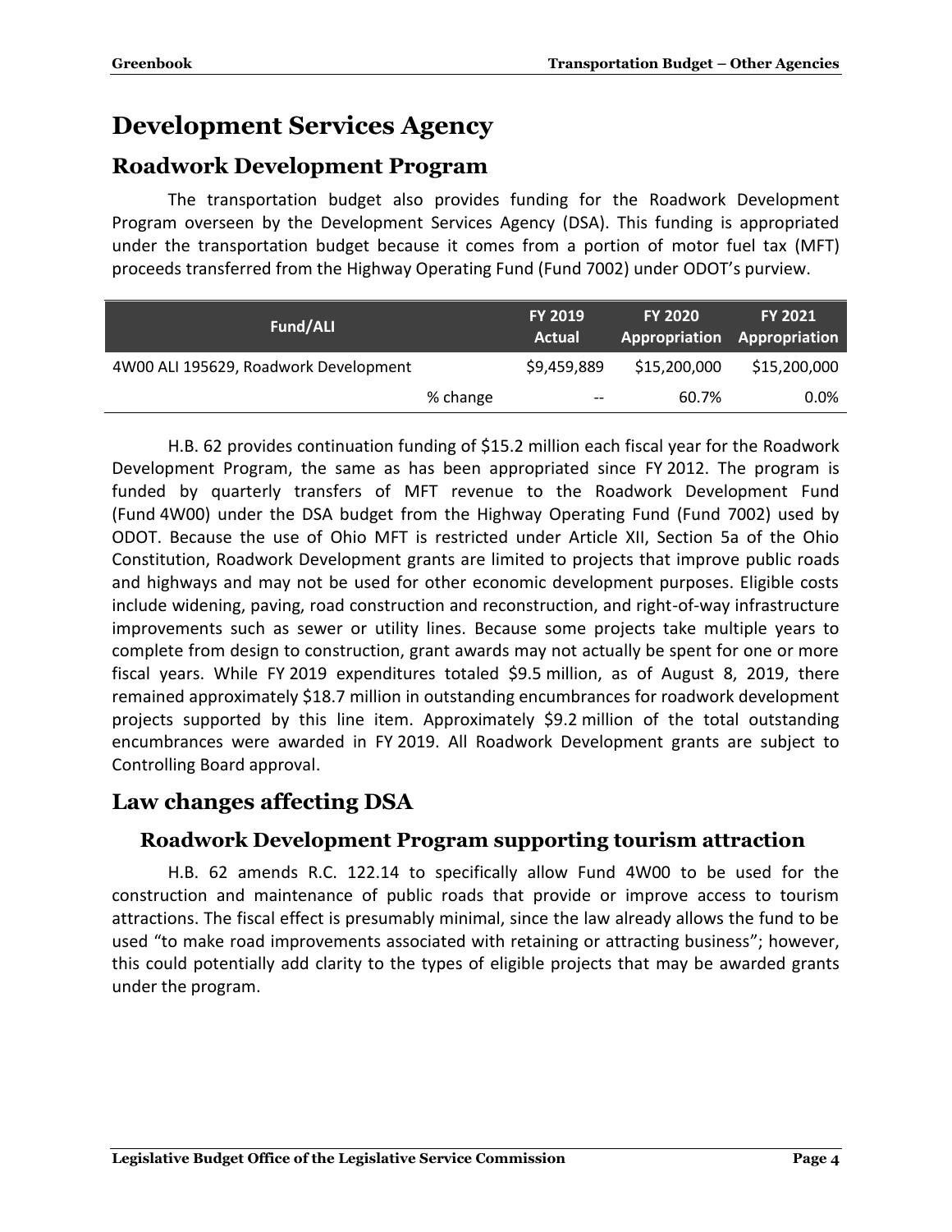# Development Services Agency

## Roadwork Development Program

The transportation budget also provides funding for the Roadwork Development Program overseen by the Development Services Agency (DSA). This funding is appropriated under the transportation budget because it comes from a portion of motor fuel tax (MFT) proceeds transferred from the Highway Operating Fund (Fund 7002) under ODOT's purview.

| Fund/ALI | | FY 2019 Actual | FY 2020 Appropriation | FY 2021 Appropriation |
|---|---|---|---|---|
| 4W00 ALI 195629, Roadwork Development | | $9,459,889 | $15,200,000 | $15,200,000 |
| | % change | -- | 60.7% | 0.0% |

H.B. 62 provides continuation funding of $15.2 million each fiscal year for the Roadwork Development Program, the same as has been appropriated since FY 2012. The program is funded by quarterly transfers of MFT revenue to the Roadwork Development Fund (Fund 4W00) under the DSA budget from the Highway Operating Fund (Fund 7002) used by ODOT. Because the use of Ohio MFT is restricted under Article XII, Section 5a of the Ohio Constitution, Roadwork Development grants are limited to projects that improve public roads and highways and may not be used for other economic development purposes. Eligible costs include widening, paving, road construction and reconstruction, and right-of-way infrastructure improvements such as sewer or utility lines. Because some projects take multiple years to complete from design to construction, grant awards may not actually be spent for one or more fiscal years. While FY 2019 expenditures totaled $9.5 million, as of August 8, 2019, there remained approximately $18.7 million in outstanding encumbrances for roadwork development projects supported by this line item. Approximately $9.2 million of the total outstanding encumbrances were awarded in FY 2019. All Roadwork Development grants are subject to Controlling Board approval.

## Law changes affecting DSA

### Roadwork Development Program supporting tourism attraction

H.B. 62 amends R.C. 122.14 to specifically allow Fund 4W00 to be used for the construction and maintenance of public roads that provide or improve access to tourism attractions. The fiscal effect is presumably minimal, since the law already allows the fund to be used "to make road improvements associated with retaining or attracting business"; however, this could potentially add clarity to the types of eligible projects that may be awarded grants under the program.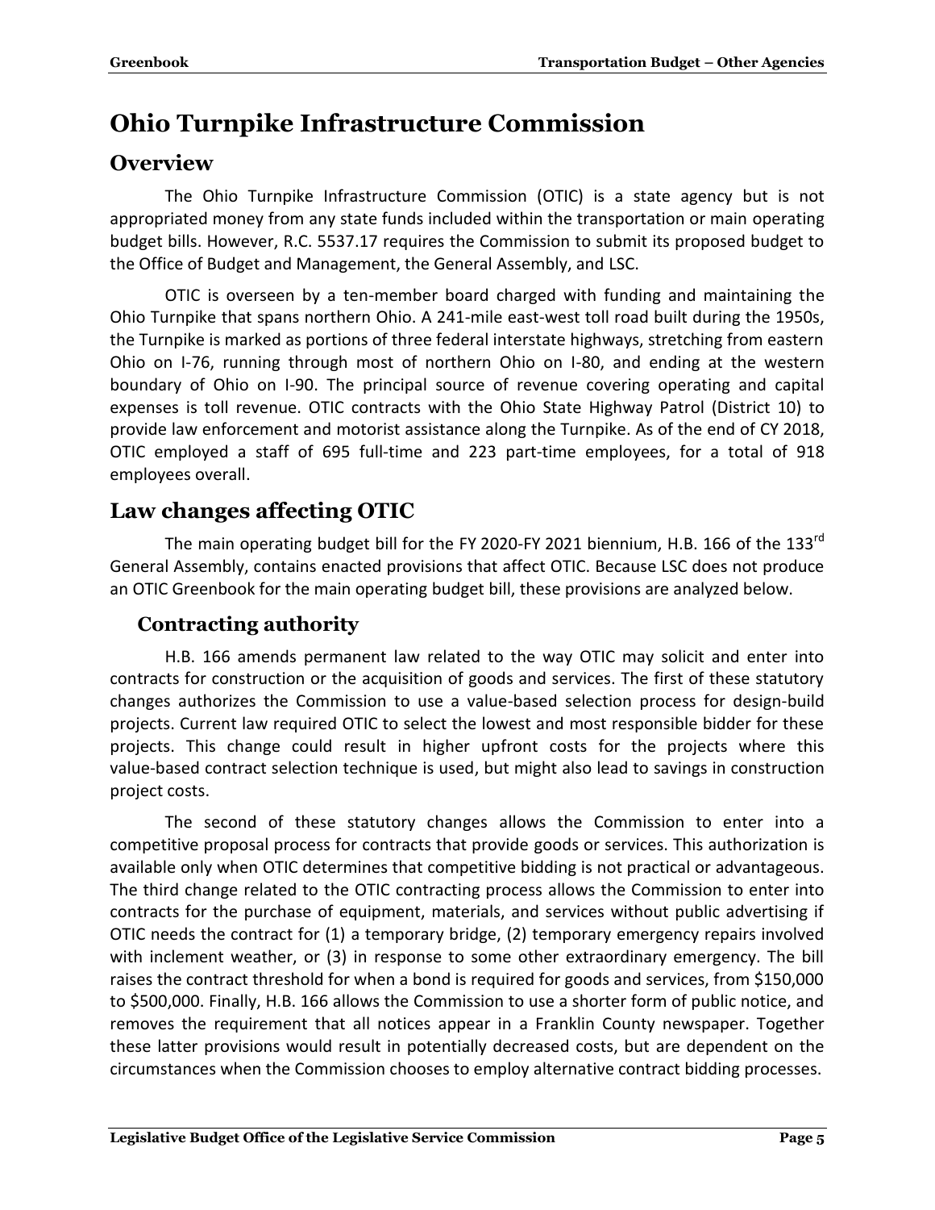# Ohio Turnpike Infrastructure Commission

## Overview

The Ohio Turnpike Infrastructure Commission (OTIC) is a state agency but is not appropriated money from any state funds included within the transportation or main operating budget bills. However, R.C. 5537.17 requires the Commission to submit its proposed budget to the Office of Budget and Management, the General Assembly, and LSC.

OTIC is overseen by a ten-member board charged with funding and maintaining the Ohio Turnpike that spans northern Ohio. A 241-mile east-west toll road built during the 1950s, the Turnpike is marked as portions of three federal interstate highways, stretching from eastern Ohio on I-76, running through most of northern Ohio on I-80, and ending at the western boundary of Ohio on I-90. The principal source of revenue covering operating and capital expenses is toll revenue. OTIC contracts with the Ohio State Highway Patrol (District 10) to provide law enforcement and motorist assistance along the Turnpike. As of the end of CY 2018, OTIC employed a staff of 695 full-time and 223 part-time employees, for a total of 918 employees overall.

## Law changes affecting OTIC

The main operating budget bill for the FY 2020-FY 2021 biennium, H.B. 166 of the 133rd General Assembly, contains enacted provisions that affect OTIC. Because LSC does not produce an OTIC Greenbook for the main operating budget bill, these provisions are analyzed below.

### Contracting authority

H.B. 166 amends permanent law related to the way OTIC may solicit and enter into contracts for construction or the acquisition of goods and services. The first of these statutory changes authorizes the Commission to use a value-based selection process for design-build projects. Current law required OTIC to select the lowest and most responsible bidder for these projects. This change could result in higher upfront costs for the projects where this value-based contract selection technique is used, but might also lead to savings in construction project costs.

The second of these statutory changes allows the Commission to enter into a competitive proposal process for contracts that provide goods or services. This authorization is available only when OTIC determines that competitive bidding is not practical or advantageous. The third change related to the OTIC contracting process allows the Commission to enter into contracts for the purchase of equipment, materials, and services without public advertising if OTIC needs the contract for (1) a temporary bridge, (2) temporary emergency repairs involved with inclement weather, or (3) in response to some other extraordinary emergency. The bill raises the contract threshold for when a bond is required for goods and services, from $150,000 to $500,000. Finally, H.B. 166 allows the Commission to use a shorter form of public notice, and removes the requirement that all notices appear in a Franklin County newspaper. Together these latter provisions would result in potentially decreased costs, but are dependent on the circumstances when the Commission chooses to employ alternative contract bidding processes.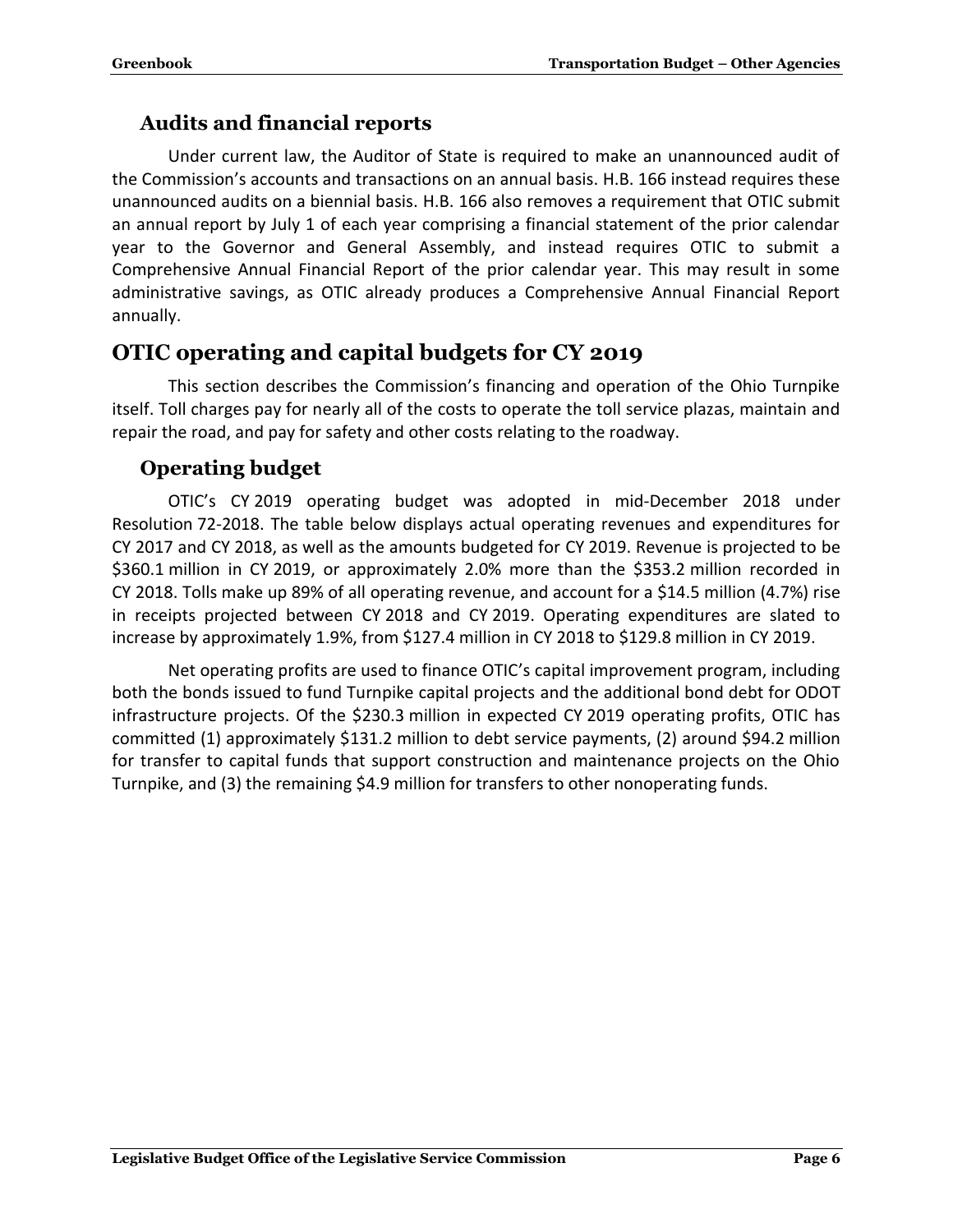### Audits and financial reports

Under current law, the Auditor of State is required to make an unannounced audit of the Commission's accounts and transactions on an annual basis. H.B. 166 instead requires these unannounced audits on a biennial basis. H.B. 166 also removes a requirement that OTIC submit an annual report by July 1 of each year comprising a financial statement of the prior calendar year to the Governor and General Assembly, and instead requires OTIC to submit a Comprehensive Annual Financial Report of the prior calendar year. This may result in some administrative savings, as OTIC already produces a Comprehensive Annual Financial Report annually.

## OTIC operating and capital budgets for CY 2019

This section describes the Commission's financing and operation of the Ohio Turnpike itself. Toll charges pay for nearly all of the costs to operate the toll service plazas, maintain and repair the road, and pay for safety and other costs relating to the roadway.

### Operating budget

OTIC's CY 2019 operating budget was adopted in mid-December 2018 under Resolution 72-2018. The table below displays actual operating revenues and expenditures for CY 2017 and CY 2018, as well as the amounts budgeted for CY 2019. Revenue is projected to be $360.1 million in CY 2019, or approximately 2.0% more than the $353.2 million recorded in CY 2018. Tolls make up 89% of all operating revenue, and account for a $14.5 million (4.7%) rise in receipts projected between CY 2018 and CY 2019. Operating expenditures are slated to increase by approximately 1.9%, from $127.4 million in CY 2018 to $129.8 million in CY 2019.

Net operating profits are used to finance OTIC's capital improvement program, including both the bonds issued to fund Turnpike capital projects and the additional bond debt for ODOT infrastructure projects. Of the $230.3 million in expected CY 2019 operating profits, OTIC has committed (1) approximately $131.2 million to debt service payments, (2) around $94.2 million for transfer to capital funds that support construction and maintenance projects on the Ohio Turnpike, and (3) the remaining $4.9 million for transfers to other nonoperating funds.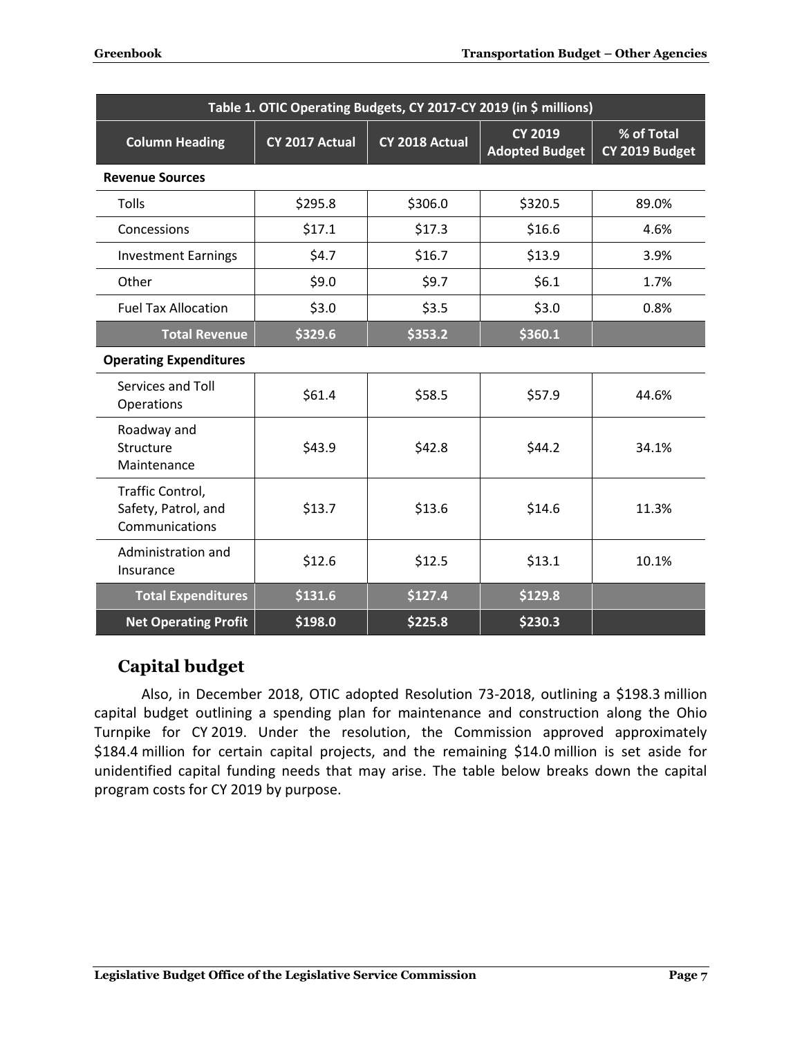| Table 1. OTIC Operating Budgets, CY 2017-CY 2019 (in $ millions) | | | | |
|---|---|---|---|---|
| Column Heading | CY 2017 Actual | CY 2018 Actual | CY 2019 Adopted Budget | % of Total CY 2019 Budget |
| **Revenue Sources** | | | | |
| Tolls | $295.8 | $306.0 | $320.5 | 89.0% |
| Concessions | $17.1 | $17.3 | $16.6 | 4.6% |
| Investment Earnings | $4.7 | $16.7 | $13.9 | 3.9% |
| Other | $9.0 | $9.7 | $6.1 | 1.7% |
| Fuel Tax Allocation | $3.0 | $3.5 | $3.0 | 0.8% |
| **Total Revenue** | **$329.6** | **$353.2** | **$360.1** | |
| **Operating Expenditures** | | | | |
| Services and Toll Operations | $61.4 | $58.5 | $57.9 | 44.6% |
| Roadway and Structure Maintenance | $43.9 | $42.8 | $44.2 | 34.1% |
| Traffic Control, Safety, Patrol, and Communications | $13.7 | $13.6 | $14.6 | 11.3% |
| Administration and Insurance | $12.6 | $12.5 | $13.1 | 10.1% |
| **Total Expenditures** | **$131.6** | **$127.4** | **$129.8** | |
| **Net Operating Profit** | **$198.0** | **$225.8** | **$230.3** | |

## Capital budget

Also, in December 2018, OTIC adopted Resolution 73-2018, outlining a $198.3 million capital budget outlining a spending plan for maintenance and construction along the Ohio Turnpike for CY 2019. Under the resolution, the Commission approved approximately $184.4 million for certain capital projects, and the remaining $14.0 million is set aside for unidentified capital funding needs that may arise. The table below breaks down the capital program costs for CY 2019 by purpose.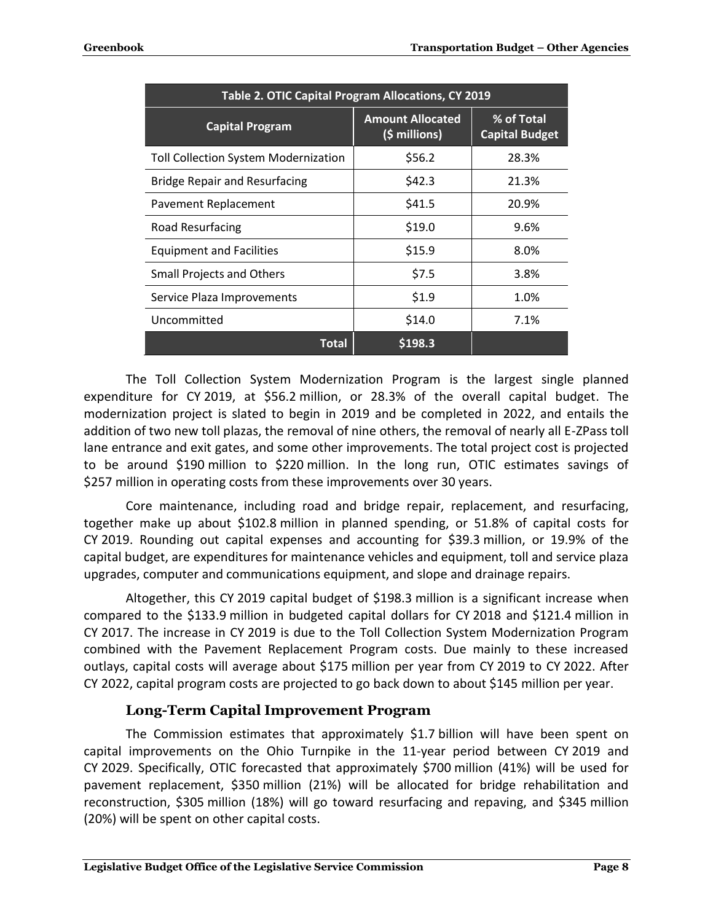| Table 2. OTIC Capital Program Allocations, CY 2019 | | |
|---|---|---|
| **Capital Program** | **Amount Allocated ($ millions)** | **% of Total Capital Budget** |
| Toll Collection System Modernization | $56.2 | 28.3% |
| Bridge Repair and Resurfacing | $42.3 | 21.3% |
| Pavement Replacement | $41.5 | 20.9% |
| Road Resurfacing | $19.0 | 9.6% |
| Equipment and Facilities | $15.9 | 8.0% |
| Small Projects and Others | $7.5 | 3.8% |
| Service Plaza Improvements | $1.9 | 1.0% |
| Uncommitted | $14.0 | 7.1% |
| **Total** | **$198.3** | |

The Toll Collection System Modernization Program is the largest single planned expenditure for CY 2019, at $56.2 million, or 28.3% of the overall capital budget. The modernization project is slated to begin in 2019 and be completed in 2022, and entails the addition of two new toll plazas, the removal of nine others, the removal of nearly all E-ZPass toll lane entrance and exit gates, and some other improvements. The total project cost is projected to be around $190 million to $220 million. In the long run, OTIC estimates savings of $257 million in operating costs from these improvements over 30 years.

Core maintenance, including road and bridge repair, replacement, and resurfacing, together make up about $102.8 million in planned spending, or 51.8% of capital costs for CY 2019. Rounding out capital expenses and accounting for $39.3 million, or 19.9% of the capital budget, are expenditures for maintenance vehicles and equipment, toll and service plaza upgrades, computer and communications equipment, and slope and drainage repairs.

Altogether, this CY 2019 capital budget of $198.3 million is a significant increase when compared to the $133.9 million in budgeted capital dollars for CY 2018 and $121.4 million in CY 2017. The increase in CY 2019 is due to the Toll Collection System Modernization Program combined with the Pavement Replacement Program costs. Due mainly to these increased outlays, capital costs will average about $175 million per year from CY 2019 to CY 2022. After CY 2022, capital program costs are projected to go back down to about $145 million per year.

### Long-Term Capital Improvement Program

The Commission estimates that approximately $1.7 billion will have been spent on capital improvements on the Ohio Turnpike in the 11-year period between CY 2019 and CY 2029. Specifically, OTIC forecasted that approximately $700 million (41%) will be used for pavement replacement, $350 million (21%) will be allocated for bridge rehabilitation and reconstruction, $305 million (18%) will go toward resurfacing and repaving, and $345 million (20%) will be spent on other capital costs.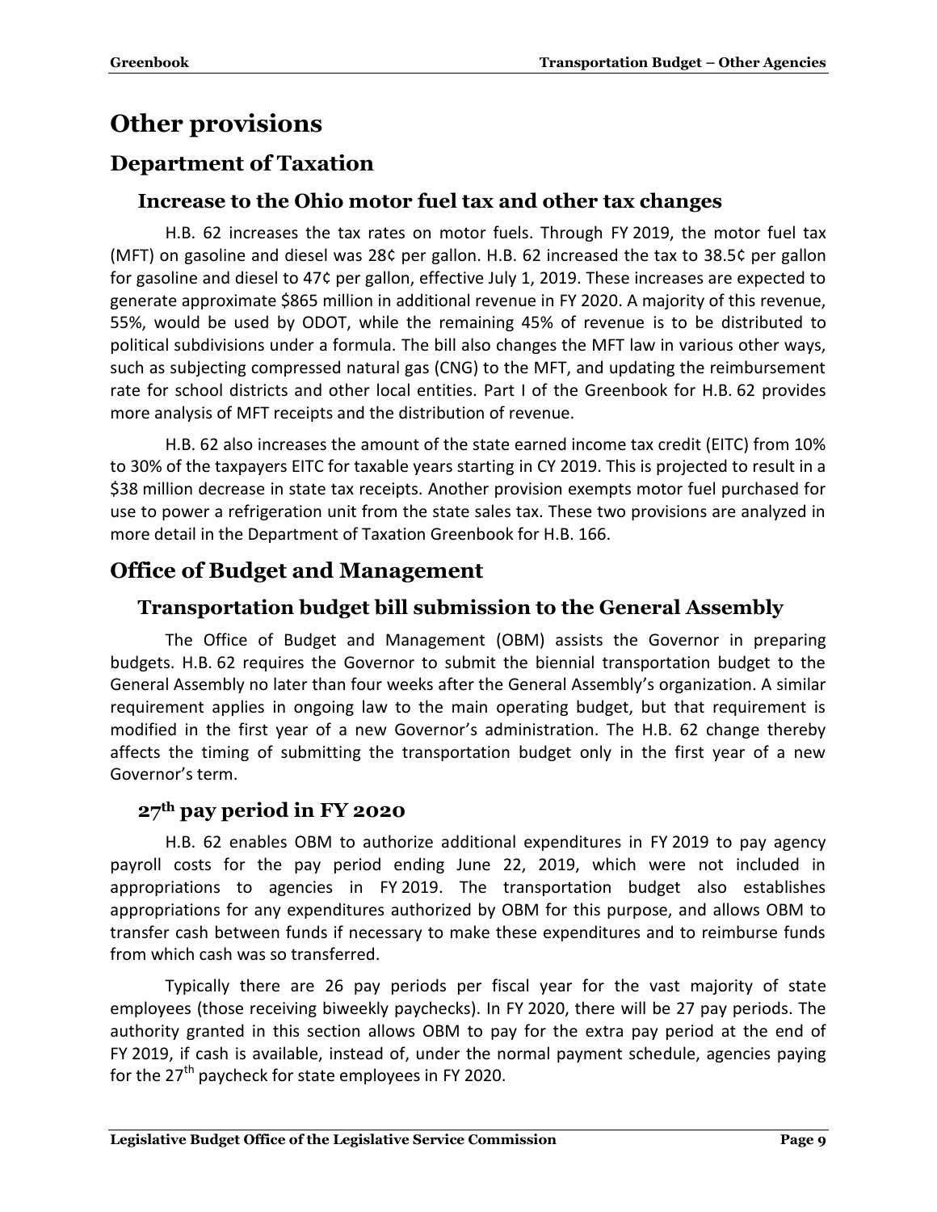# Other provisions

## Department of Taxation

### Increase to the Ohio motor fuel tax and other tax changes

H.B. 62 increases the tax rates on motor fuels. Through FY 2019, the motor fuel tax (MFT) on gasoline and diesel was 28¢ per gallon. H.B. 62 increased the tax to 38.5¢ per gallon for gasoline and diesel to 47¢ per gallon, effective July 1, 2019. These increases are expected to generate approximate $865 million in additional revenue in FY 2020. A majority of this revenue, 55%, would be used by ODOT, while the remaining 45% of revenue is to be distributed to political subdivisions under a formula. The bill also changes the MFT law in various other ways, such as subjecting compressed natural gas (CNG) to the MFT, and updating the reimbursement rate for school districts and other local entities. Part I of the Greenbook for H.B. 62 provides more analysis of MFT receipts and the distribution of revenue.

H.B. 62 also increases the amount of the state earned income tax credit (EITC) from 10% to 30% of the taxpayers EITC for taxable years starting in CY 2019. This is projected to result in a $38 million decrease in state tax receipts. Another provision exempts motor fuel purchased for use to power a refrigeration unit from the state sales tax. These two provisions are analyzed in more detail in the Department of Taxation Greenbook for H.B. 166.

## Office of Budget and Management

### Transportation budget bill submission to the General Assembly

The Office of Budget and Management (OBM) assists the Governor in preparing budgets. H.B. 62 requires the Governor to submit the biennial transportation budget to the General Assembly no later than four weeks after the General Assembly's organization. A similar requirement applies in ongoing law to the main operating budget, but that requirement is modified in the first year of a new Governor's administration. The H.B. 62 change thereby affects the timing of submitting the transportation budget only in the first year of a new Governor's term.

### 27th pay period in FY 2020

H.B. 62 enables OBM to authorize additional expenditures in FY 2019 to pay agency payroll costs for the pay period ending June 22, 2019, which were not included in appropriations to agencies in FY 2019. The transportation budget also establishes appropriations for any expenditures authorized by OBM for this purpose, and allows OBM to transfer cash between funds if necessary to make these expenditures and to reimburse funds from which cash was so transferred.

Typically there are 26 pay periods per fiscal year for the vast majority of state employees (those receiving biweekly paychecks). In FY 2020, there will be 27 pay periods. The authority granted in this section allows OBM to pay for the extra pay period at the end of FY 2019, if cash is available, instead of, under the normal payment schedule, agencies paying for the 27th paycheck for state employees in FY 2020.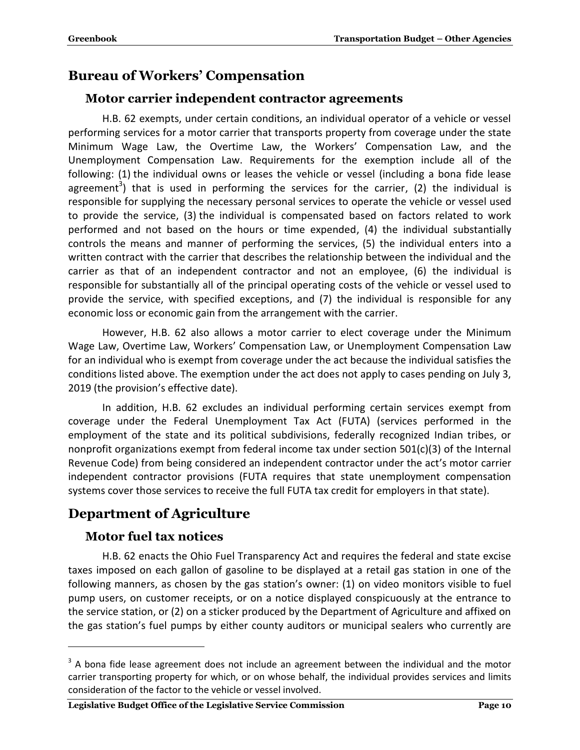## Bureau of Workers' Compensation

### Motor carrier independent contractor agreements

H.B. 62 exempts, under certain conditions, an individual operator of a vehicle or vessel performing services for a motor carrier that transports property from coverage under the state Minimum Wage Law, the Overtime Law, the Workers' Compensation Law, and the Unemployment Compensation Law. Requirements for the exemption include all of the following: (1) the individual owns or leases the vehicle or vessel (including a bona fide lease agreement[3]) that is used in performing the services for the carrier, (2) the individual is responsible for supplying the necessary personal services to operate the vehicle or vessel used to provide the service, (3) the individual is compensated based on factors related to work performed and not based on the hours or time expended, (4) the individual substantially controls the means and manner of performing the services, (5) the individual enters into a written contract with the carrier that describes the relationship between the individual and the carrier as that of an independent contractor and not an employee, (6) the individual is responsible for substantially all of the principal operating costs of the vehicle or vessel used to provide the service, with specified exceptions, and (7) the individual is responsible for any economic loss or economic gain from the arrangement with the carrier.

However, H.B. 62 also allows a motor carrier to elect coverage under the Minimum Wage Law, Overtime Law, Workers' Compensation Law, or Unemployment Compensation Law for an individual who is exempt from coverage under the act because the individual satisfies the conditions listed above. The exemption under the act does not apply to cases pending on July 3, 2019 (the provision's effective date).

In addition, H.B. 62 excludes an individual performing certain services exempt from coverage under the Federal Unemployment Tax Act (FUTA) (services performed in the employment of the state and its political subdivisions, federally recognized Indian tribes, or nonprofit organizations exempt from federal income tax under section 501(c)(3) of the Internal Revenue Code) from being considered an independent contractor under the act's motor carrier independent contractor provisions (FUTA requires that state unemployment compensation systems cover those services to receive the full FUTA tax credit for employers in that state).

## Department of Agriculture

### Motor fuel tax notices

H.B. 62 enacts the Ohio Fuel Transparency Act and requires the federal and state excise taxes imposed on each gallon of gasoline to be displayed at a retail gas station in one of the following manners, as chosen by the gas station's owner: (1) on video monitors visible to fuel pump users, on customer receipts, or on a notice displayed conspicuously at the entrance to the service station, or (2) on a sticker produced by the Department of Agriculture and affixed on the gas station's fuel pumps by either county auditors or municipal sealers who currently are

---

[3] A bona fide lease agreement does not include an agreement between the individual and the motor carrier transporting property for which, or on whose behalf, the individual provides services and limits consideration of the factor to the vehicle or vessel involved.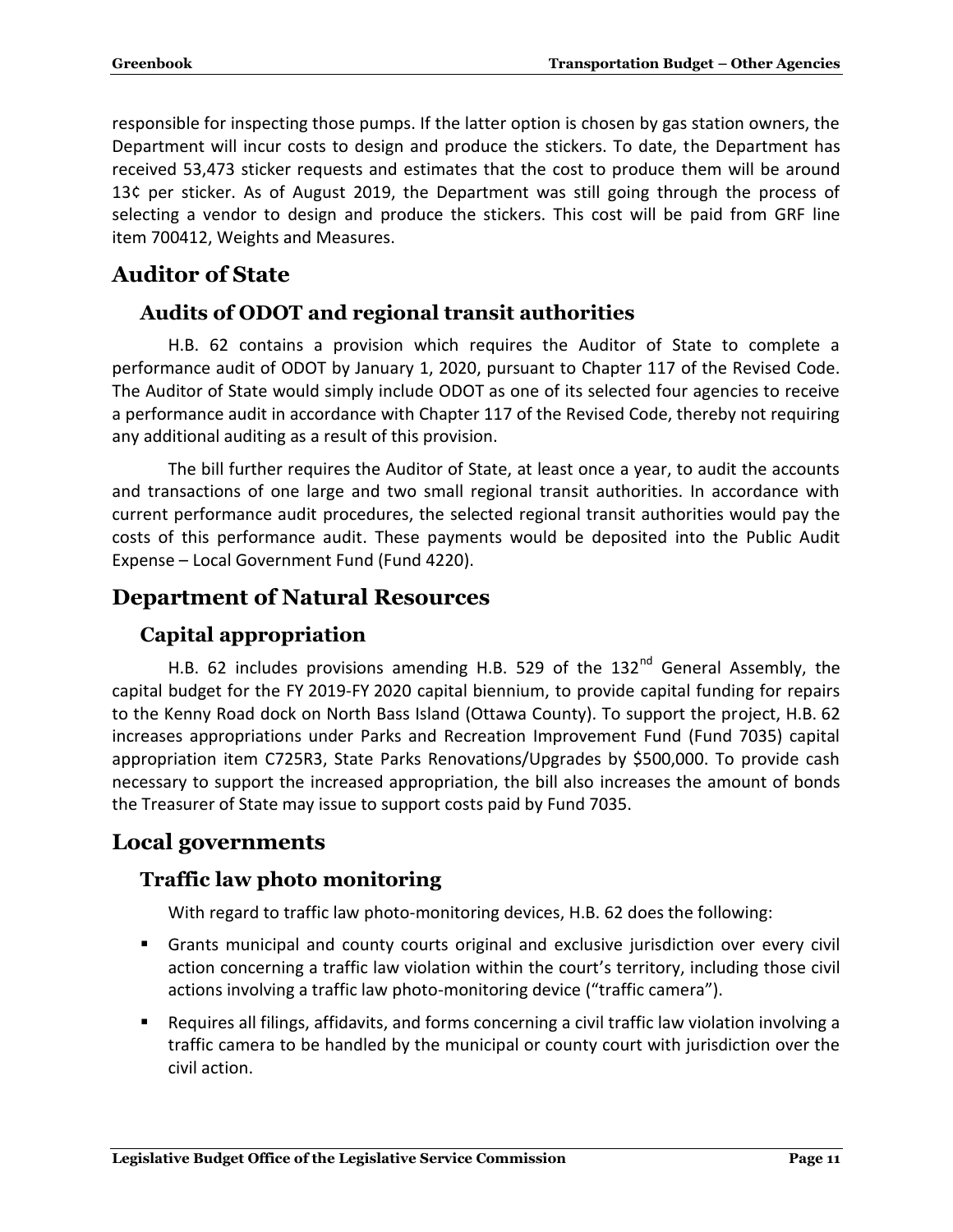responsible for inspecting those pumps. If the latter option is chosen by gas station owners, the Department will incur costs to design and produce the stickers. To date, the Department has received 53,473 sticker requests and estimates that the cost to produce them will be around 13¢ per sticker. As of August 2019, the Department was still going through the process of selecting a vendor to design and produce the stickers. This cost will be paid from GRF line item 700412, Weights and Measures.

## Auditor of State

### Audits of ODOT and regional transit authorities

H.B. 62 contains a provision which requires the Auditor of State to complete a performance audit of ODOT by January 1, 2020, pursuant to Chapter 117 of the Revised Code. The Auditor of State would simply include ODOT as one of its selected four agencies to receive a performance audit in accordance with Chapter 117 of the Revised Code, thereby not requiring any additional auditing as a result of this provision.

The bill further requires the Auditor of State, at least once a year, to audit the accounts and transactions of one large and two small regional transit authorities. In accordance with current performance audit procedures, the selected regional transit authorities would pay the costs of this performance audit. These payments would be deposited into the Public Audit Expense – Local Government Fund (Fund 4220).

## Department of Natural Resources

### Capital appropriation

H.B. 62 includes provisions amending H.B. 529 of the 132nd General Assembly, the capital budget for the FY 2019-FY 2020 capital biennium, to provide capital funding for repairs to the Kenny Road dock on North Bass Island (Ottawa County). To support the project, H.B. 62 increases appropriations under Parks and Recreation Improvement Fund (Fund 7035) capital appropriation item C725R3, State Parks Renovations/Upgrades by $500,000. To provide cash necessary to support the increased appropriation, the bill also increases the amount of bonds the Treasurer of State may issue to support costs paid by Fund 7035.

## Local governments

### Traffic law photo monitoring

With regard to traffic law photo-monitoring devices, H.B. 62 does the following:

- Grants municipal and county courts original and exclusive jurisdiction over every civil action concerning a traffic law violation within the court's territory, including those civil actions involving a traffic law photo-monitoring device ("traffic camera").
- Requires all filings, affidavits, and forms concerning a civil traffic law violation involving a traffic camera to be handled by the municipal or county court with jurisdiction over the civil action.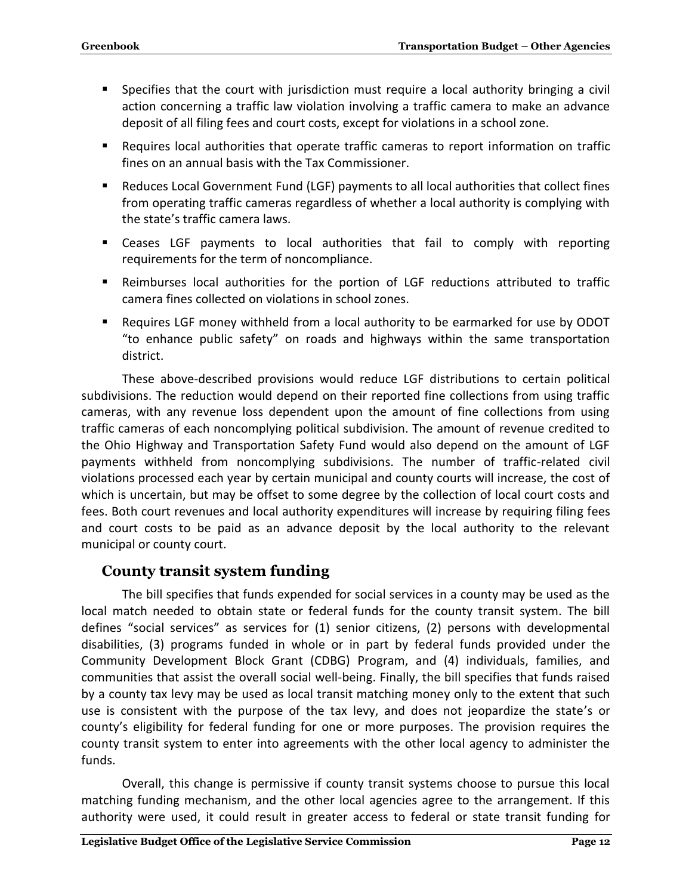- Specifies that the court with jurisdiction must require a local authority bringing a civil action concerning a traffic law violation involving a traffic camera to make an advance deposit of all filing fees and court costs, except for violations in a school zone.
- Requires local authorities that operate traffic cameras to report information on traffic fines on an annual basis with the Tax Commissioner.
- Reduces Local Government Fund (LGF) payments to all local authorities that collect fines from operating traffic cameras regardless of whether a local authority is complying with the state's traffic camera laws.
- Ceases LGF payments to local authorities that fail to comply with reporting requirements for the term of noncompliance.
- Reimburses local authorities for the portion of LGF reductions attributed to traffic camera fines collected on violations in school zones.
- Requires LGF money withheld from a local authority to be earmarked for use by ODOT "to enhance public safety" on roads and highways within the same transportation district.

These above-described provisions would reduce LGF distributions to certain political subdivisions. The reduction would depend on their reported fine collections from using traffic cameras, with any revenue loss dependent upon the amount of fine collections from using traffic cameras of each noncomplying political subdivision. The amount of revenue credited to the Ohio Highway and Transportation Safety Fund would also depend on the amount of LGF payments withheld from noncomplying subdivisions. The number of traffic-related civil violations processed each year by certain municipal and county courts will increase, the cost of which is uncertain, but may be offset to some degree by the collection of local court costs and fees. Both court revenues and local authority expenditures will increase by requiring filing fees and court costs to be paid as an advance deposit by the local authority to the relevant municipal or county court.

## County transit system funding

The bill specifies that funds expended for social services in a county may be used as the local match needed to obtain state or federal funds for the county transit system. The bill defines "social services" as services for (1) senior citizens, (2) persons with developmental disabilities, (3) programs funded in whole or in part by federal funds provided under the Community Development Block Grant (CDBG) Program, and (4) individuals, families, and communities that assist the overall social well-being. Finally, the bill specifies that funds raised by a county tax levy may be used as local transit matching money only to the extent that such use is consistent with the purpose of the tax levy, and does not jeopardize the state's or county's eligibility for federal funding for one or more purposes. The provision requires the county transit system to enter into agreements with the other local agency to administer the funds.

Overall, this change is permissive if county transit systems choose to pursue this local matching funding mechanism, and the other local agencies agree to the arrangement. If this authority were used, it could result in greater access to federal or state transit funding for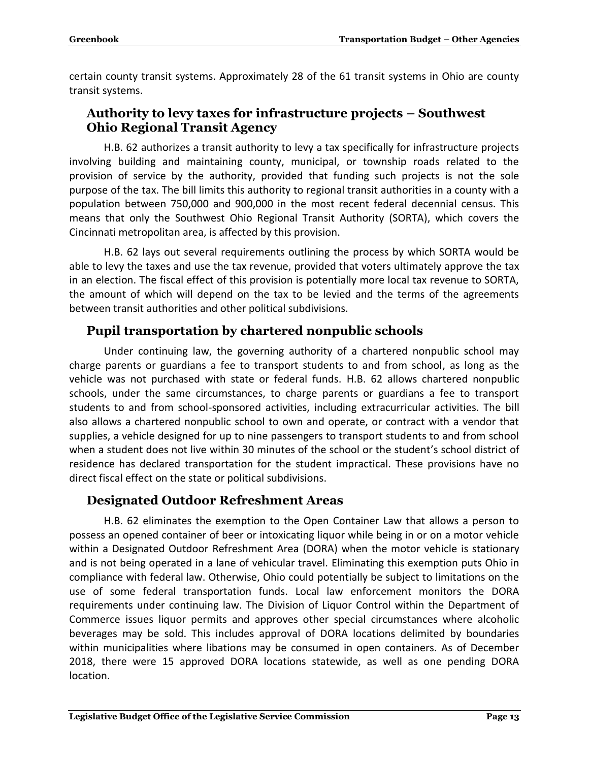certain county transit systems. Approximately 28 of the 61 transit systems in Ohio are county transit systems.

## Authority to levy taxes for infrastructure projects – Southwest Ohio Regional Transit Agency

H.B. 62 authorizes a transit authority to levy a tax specifically for infrastructure projects involving building and maintaining county, municipal, or township roads related to the provision of service by the authority, provided that funding such projects is not the sole purpose of the tax. The bill limits this authority to regional transit authorities in a county with a population between 750,000 and 900,000 in the most recent federal decennial census. This means that only the Southwest Ohio Regional Transit Authority (SORTA), which covers the Cincinnati metropolitan area, is affected by this provision.

H.B. 62 lays out several requirements outlining the process by which SORTA would be able to levy the taxes and use the tax revenue, provided that voters ultimately approve the tax in an election. The fiscal effect of this provision is potentially more local tax revenue to SORTA, the amount of which will depend on the tax to be levied and the terms of the agreements between transit authorities and other political subdivisions.

## Pupil transportation by chartered nonpublic schools

Under continuing law, the governing authority of a chartered nonpublic school may charge parents or guardians a fee to transport students to and from school, as long as the vehicle was not purchased with state or federal funds. H.B. 62 allows chartered nonpublic schools, under the same circumstances, to charge parents or guardians a fee to transport students to and from school-sponsored activities, including extracurricular activities. The bill also allows a chartered nonpublic school to own and operate, or contract with a vendor that supplies, a vehicle designed for up to nine passengers to transport students to and from school when a student does not live within 30 minutes of the school or the student's school district of residence has declared transportation for the student impractical. These provisions have no direct fiscal effect on the state or political subdivisions.

## Designated Outdoor Refreshment Areas

H.B. 62 eliminates the exemption to the Open Container Law that allows a person to possess an opened container of beer or intoxicating liquor while being in or on a motor vehicle within a Designated Outdoor Refreshment Area (DORA) when the motor vehicle is stationary and is not being operated in a lane of vehicular travel. Eliminating this exemption puts Ohio in compliance with federal law. Otherwise, Ohio could potentially be subject to limitations on the use of some federal transportation funds. Local law enforcement monitors the DORA requirements under continuing law. The Division of Liquor Control within the Department of Commerce issues liquor permits and approves other special circumstances where alcoholic beverages may be sold. This includes approval of DORA locations delimited by boundaries within municipalities where libations may be consumed in open containers. As of December 2018, there were 15 approved DORA locations statewide, as well as one pending DORA location.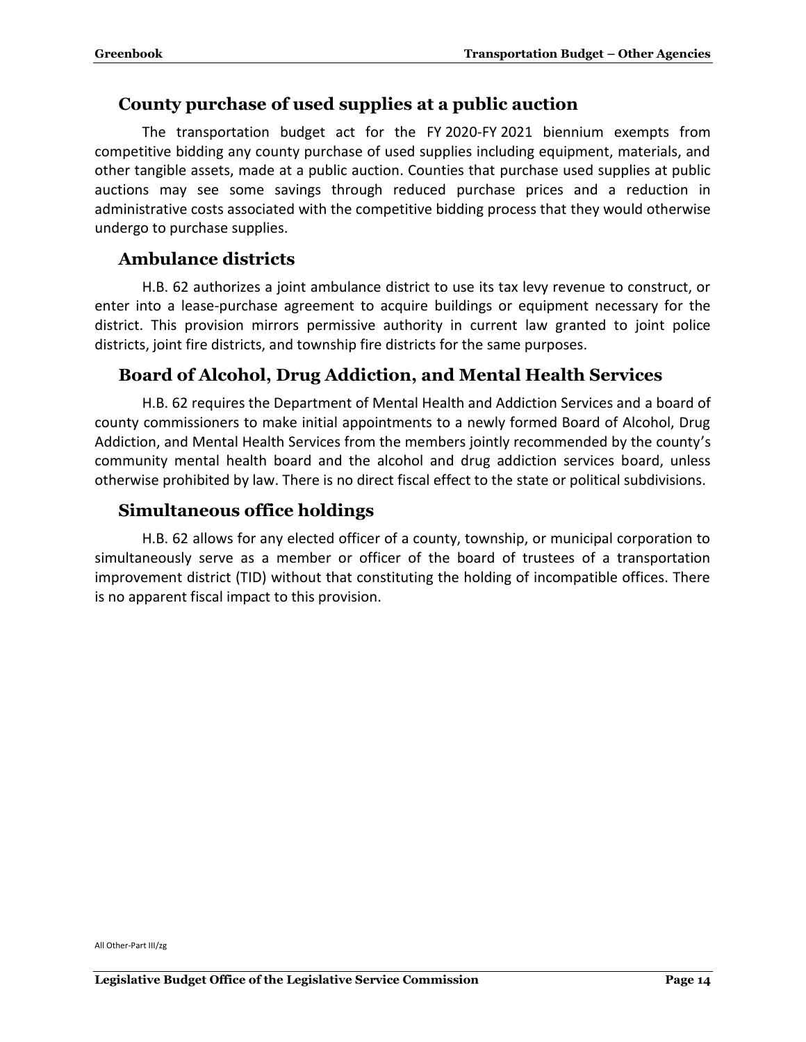## County purchase of used supplies at a public auction

The transportation budget act for the FY 2020-FY 2021 biennium exempts from competitive bidding any county purchase of used supplies including equipment, materials, and other tangible assets, made at a public auction. Counties that purchase used supplies at public auctions may see some savings through reduced purchase prices and a reduction in administrative costs associated with the competitive bidding process that they would otherwise undergo to purchase supplies.

## Ambulance districts

H.B. 62 authorizes a joint ambulance district to use its tax levy revenue to construct, or enter into a lease-purchase agreement to acquire buildings or equipment necessary for the district. This provision mirrors permissive authority in current law granted to joint police districts, joint fire districts, and township fire districts for the same purposes.

## Board of Alcohol, Drug Addiction, and Mental Health Services

H.B. 62 requires the Department of Mental Health and Addiction Services and a board of county commissioners to make initial appointments to a newly formed Board of Alcohol, Drug Addiction, and Mental Health Services from the members jointly recommended by the county's community mental health board and the alcohol and drug addiction services board, unless otherwise prohibited by law. There is no direct fiscal effect to the state or political subdivisions.

## Simultaneous office holdings

H.B. 62 allows for any elected officer of a county, township, or municipal corporation to simultaneously serve as a member or officer of the board of trustees of a transportation improvement district (TID) without that constituting the holding of incompatible offices. There is no apparent fiscal impact to this provision.

All Other-Part III/zg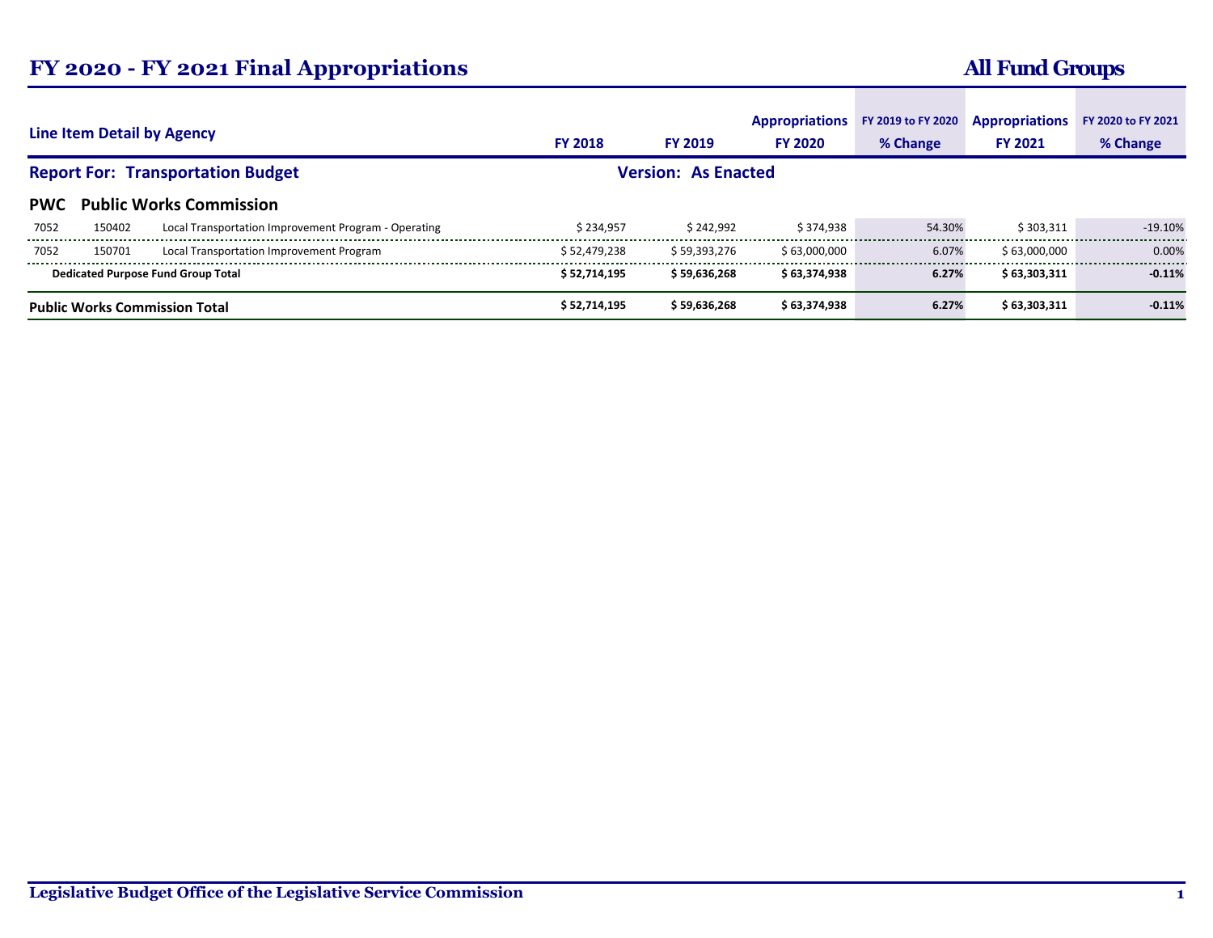# FY 2020 - FY 2021 Final Appropriations

## All Fund Groups

**Line Item Detail by Agency**

**Report For: Transportation Budget** | **Version: As Enacted**

### PWC Public Works Commission

| Fund | ALI | Description | FY 2018 | FY 2019 | Appropriations FY 2020 | FY 2019 to FY 2020 % Change | Appropriations FY 2021 | FY 2020 to FY 2021 % Change |
|---|---|---|---|---|---|---|---|---|
| 7052 | 150402 | Local Transportation Improvement Program - Operating | $ 234,957 | $ 242,992 | $ 374,938 | 54.30% | $ 303,311 | -19.10% |
| 7052 | 150701 | Local Transportation Improvement Program | $ 52,479,238 | $ 59,393,276 | $ 63,000,000 | 6.07% | $ 63,000,000 | 0.00% |
| **Dedicated Purpose Fund Group Total** | | | **$ 52,714,195** | **$ 59,636,268** | **$ 63,374,938** | **6.27%** | **$ 63,303,311** | **-0.11%** |
| **Public Works Commission Total** | | | **$ 52,714,195** | **$ 59,636,268** | **$ 63,374,938** | **6.27%** | **$ 63,303,311** | **-0.11%** |

Legislative Budget Office of the Legislative Service Commission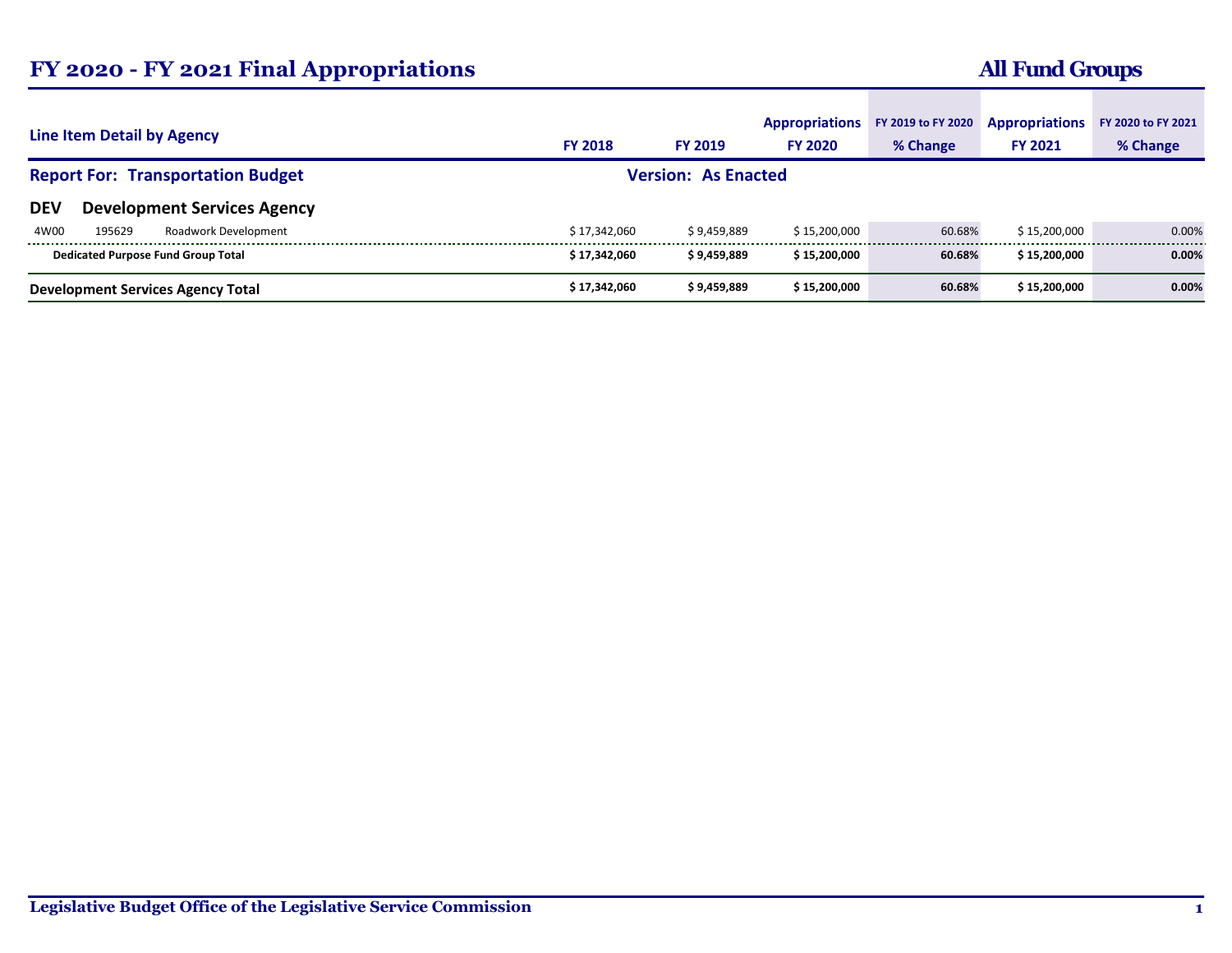# FY 2020 - FY 2021 Final Appropriations

**All Fund Groups**

| Line Item Detail by Agency | | | FY 2018 | FY 2019 | Appropriations FY 2020 | FY 2019 to FY 2020 % Change | Appropriations FY 2021 | FY 2020 to FY 2021 % Change |
|---|---|---|---|---|---|---|---|---|

**Report For: Transportation Budget** **Version: As Enacted**

## DEV Development Services Agency

| | | | FY 2018 | FY 2019 | Appropriations FY 2020 | FY 2019 to FY 2020 % Change | Appropriations FY 2021 | FY 2020 to FY 2021 % Change |
|---|---|---|---|---|---|---|---|---|
| 4W00 | 195629 | Roadwork Development | $ 17,342,060 | $ 9,459,889 | $ 15,200,000 | 60.68% | $ 15,200,000 | 0.00% |
| **Dedicated Purpose Fund Group Total** | | | **$ 17,342,060** | **$ 9,459,889** | **$ 15,200,000** | **60.68%** | **$ 15,200,000** | **0.00%** |
| **Development Services Agency Total** | | | **$ 17,342,060** | **$ 9,459,889** | **$ 15,200,000** | **60.68%** | **$ 15,200,000** | **0.00%** |

Legislative Budget Office of the Legislative Service Commission